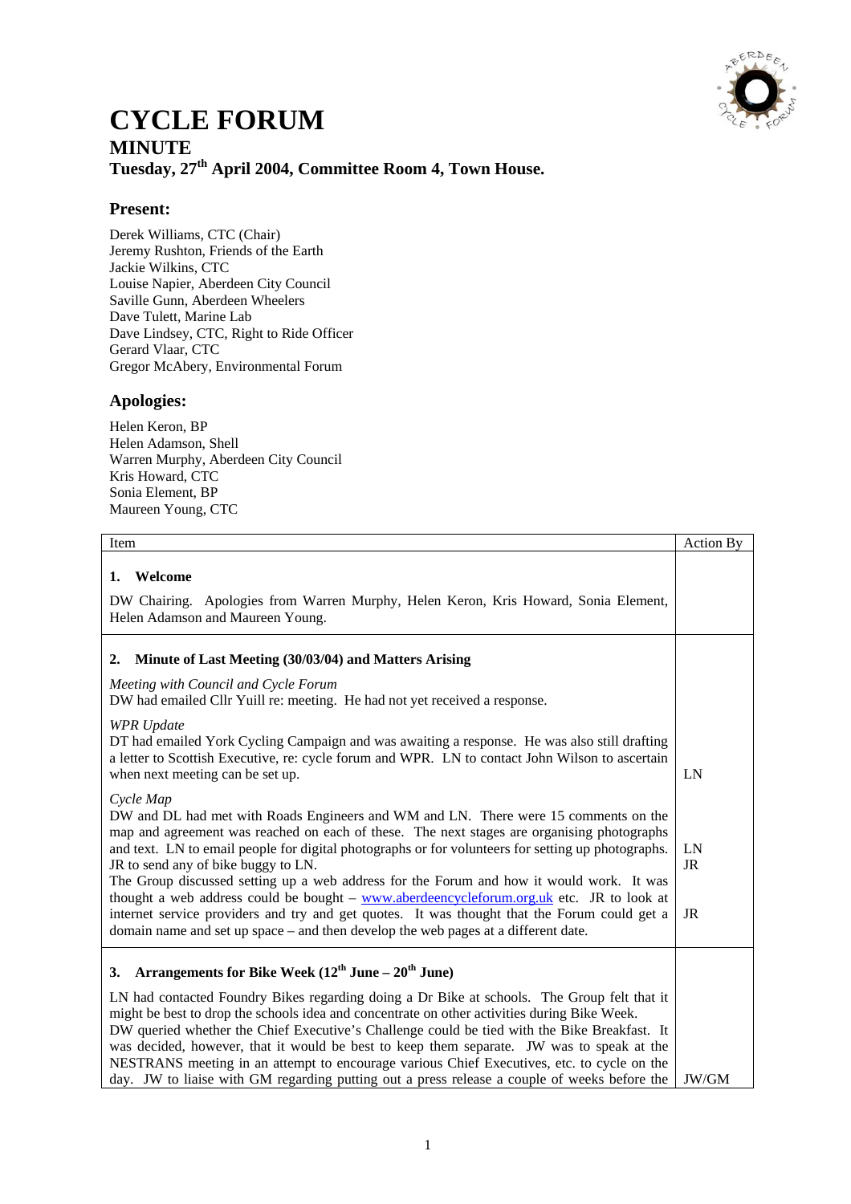# CYCLE FORUM

## MINUTE

### Tuesday, 27th April 2004, Committee Room 4, Town House.

## Present:

Derek Williams, CTC (Chair)
Jeremy Rushton, Friends of the Earth
Jackie Wilkins, CTC
Louise Napier, Aberdeen City Council
Saville Gunn, Aberdeen Wheelers
Dave Tulett, Marine Lab
Dave Lindsey, CTC, Right to Ride Officer
Gerard Vlaar, CTC
Gregor McAbery, Environmental Forum

## Apologies:

Helen Keron, BP
Helen Adamson, Shell
Warren Murphy, Aberdeen City Council
Kris Howard, CTC
Sonia Element, BP
Maureen Young, CTC

| Item | Action By |
|---|---|
| **1. Welcome**<br><br>DW Chairing. Apologies from Warren Murphy, Helen Keron, Kris Howard, Sonia Element, Helen Adamson and Maureen Young. | |
| **2. Minute of Last Meeting (30/03/04) and Matters Arising**<br><br>*Meeting with Council and Cycle Forum*<br>DW had emailed Cllr Yuill re: meeting. He had not yet received a response.<br><br>*WPR Update*<br>DT had emailed York Cycling Campaign and was awaiting a response. He was also still drafting a letter to Scottish Executive, re: cycle forum and WPR. LN to contact John Wilson to ascertain when next meeting can be set up. | LN |
| *Cycle Map*<br>DW and DL had met with Roads Engineers and WM and LN. There were 15 comments on the map and agreement was reached on each of these. The next stages are organising photographs and text. LN to email people for digital photographs or for volunteers for setting up photographs. JR to send any of bike buggy to LN.<br>The Group discussed setting up a web address for the Forum and how it would work. It was thought a web address could be bought – www.aberdeencycleforum.org.uk etc. JR to look at internet service providers and try and get quotes. It was thought that the Forum could get a domain name and set up space – and then develop the web pages at a different date. | LN<br>JR<br><br>JR |
| **3. Arrangements for Bike Week (12th June – 20th June)**<br><br>LN had contacted Foundry Bikes regarding doing a Dr Bike at schools. The Group felt that it might be best to drop the schools idea and concentrate on other activities during Bike Week.<br>DW queried whether the Chief Executive's Challenge could be tied with the Bike Breakfast. It was decided, however, that it would be best to keep them separate. JW was to speak at the NESTRANS meeting in an attempt to encourage various Chief Executives, etc. to cycle on the day. JW to liaise with GM regarding putting out a press release a couple of weeks before the | JW/GM |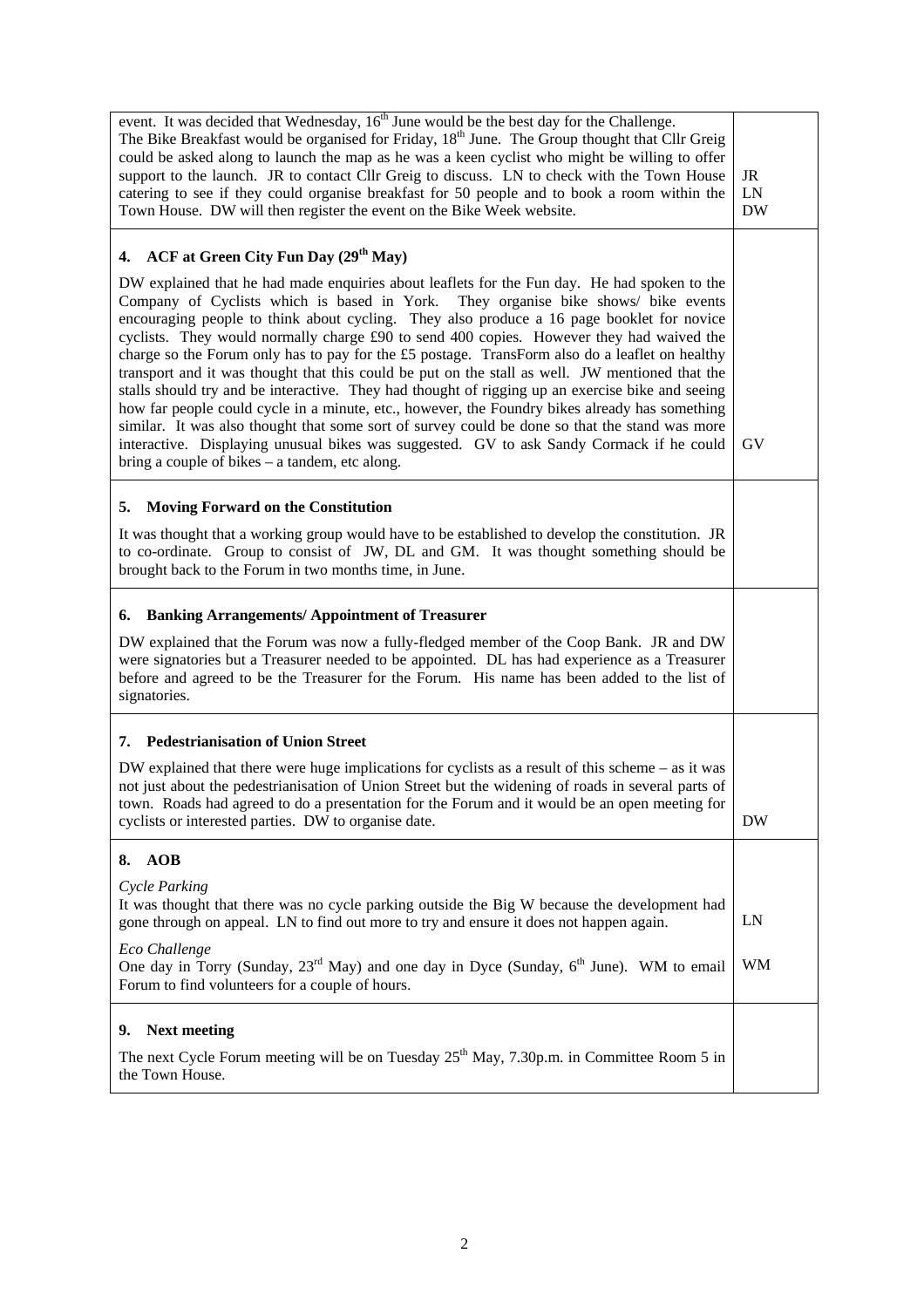| | |
|---|---|
| event. It was decided that Wednesday, 16th June would be the best day for the Challenge. The Bike Breakfast would be organised for Friday, 18th June. The Group thought that Cllr Greig could be asked along to launch the map as he was a keen cyclist who might be willing to offer support to the launch. JR to contact Cllr Greig to discuss. LN to check with the Town House catering to see if they could organise breakfast for 50 people and to book a room within the Town House. DW will then register the event on the Bike Week website. | JR<br>LN<br>DW |
| **4. ACF at Green City Fun Day (29th May)**<br><br>DW explained that he had made enquiries about leaflets for the Fun day. He had spoken to the Company of Cyclists which is based in York. They organise bike shows/ bike events encouraging people to think about cycling. They also produce a 16 page booklet for novice cyclists. They would normally charge £90 to send 400 copies. However they had waived the charge so the Forum only has to pay for the £5 postage. TransForm also do a leaflet on healthy transport and it was thought that this could be put on the stall as well. JW mentioned that the stalls should try and be interactive. They had thought of rigging up an exercise bike and seeing how far people could cycle in a minute, etc., however, the Foundry bikes already has something similar. It was also thought that some sort of survey could be done so that the stand was more interactive. Displaying unusual bikes was suggested. GV to ask Sandy Cormack if he could bring a couple of bikes – a tandem, etc along. | GV |
| **5. Moving Forward on the Constitution**<br><br>It was thought that a working group would have to be established to develop the constitution. JR to co-ordinate. Group to consist of JW, DL and GM. It was thought something should be brought back to the Forum in two months time, in June. | |
| **6. Banking Arrangements/ Appointment of Treasurer**<br><br>DW explained that the Forum was now a fully-fledged member of the Coop Bank. JR and DW were signatories but a Treasurer needed to be appointed. DL has had experience as a Treasurer before and agreed to be the Treasurer for the Forum. His name has been added to the list of signatories. | |
| **7. Pedestrianisation of Union Street**<br><br>DW explained that there were huge implications for cyclists as a result of this scheme – as it was not just about the pedestrianisation of Union Street but the widening of roads in several parts of town. Roads had agreed to do a presentation for the Forum and it would be an open meeting for cyclists or interested parties. DW to organise date. | DW |
| **8. AOB**<br><br>*Cycle Parking*<br>It was thought that there was no cycle parking outside the Big W because the development had gone through on appeal. LN to find out more to try and ensure it does not happen again.<br><br>*Eco Challenge*<br>One day in Torry (Sunday, 23rd May) and one day in Dyce (Sunday, 6th June). WM to email Forum to find volunteers for a couple of hours. | LN<br><br>WM |
| **9. Next meeting**<br><br>The next Cycle Forum meeting will be on Tuesday 25th May, 7.30p.m. in Committee Room 5 in the Town House. | |